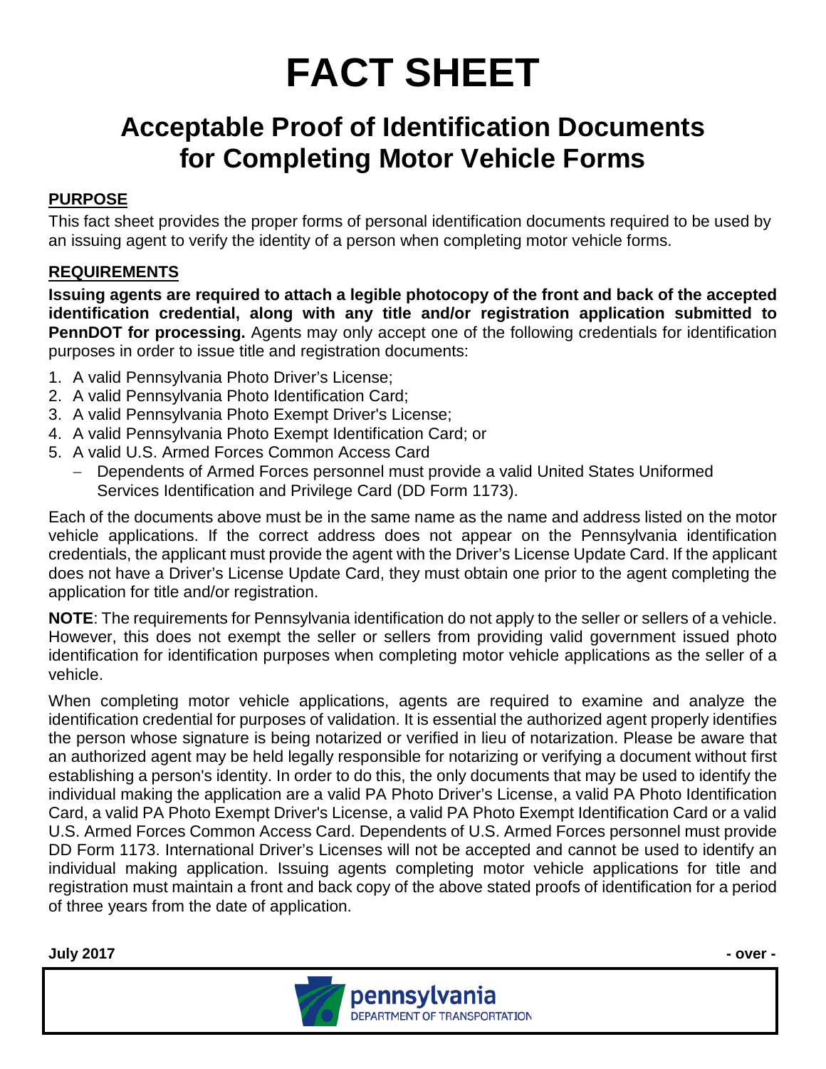# FACT SHEET

## Acceptable Proof of Identification Documents for Completing Motor Vehicle Forms

**PURPOSE**

This fact sheet provides the proper forms of personal identification documents required to be used by an issuing agent to verify the identity of a person when completing motor vehicle forms.

**REQUIREMENTS**

**Issuing agents are required to attach a legible photocopy of the front and back of the accepted identification credential, along with any title and/or registration application submitted to PennDOT for processing.** Agents may only accept one of the following credentials for identification purposes in order to issue title and registration documents:

1. A valid Pennsylvania Photo Driver's License;
2. A valid Pennsylvania Photo Identification Card;
3. A valid Pennsylvania Photo Exempt Driver's License;
4. A valid Pennsylvania Photo Exempt Identification Card; or
5. A valid U.S. Armed Forces Common Access Card
   - Dependents of Armed Forces personnel must provide a valid United States Uniformed Services Identification and Privilege Card (DD Form 1173).

Each of the documents above must be in the same name as the name and address listed on the motor vehicle applications. If the correct address does not appear on the Pennsylvania identification credentials, the applicant must provide the agent with the Driver's License Update Card. If the applicant does not have a Driver's License Update Card, they must obtain one prior to the agent completing the application for title and/or registration.

**NOTE**: The requirements for Pennsylvania identification do not apply to the seller or sellers of a vehicle. However, this does not exempt the seller or sellers from providing valid government issued photo identification for identification purposes when completing motor vehicle applications as the seller of a vehicle.

When completing motor vehicle applications, agents are required to examine and analyze the identification credential for purposes of validation. It is essential the authorized agent properly identifies the person whose signature is being notarized or verified in lieu of notarization. Please be aware that an authorized agent may be held legally responsible for notarizing or verifying a document without first establishing a person's identity. In order to do this, the only documents that may be used to identify the individual making the application are a valid PA Photo Driver's License, a valid PA Photo Identification Card, a valid PA Photo Exempt Driver's License, a valid PA Photo Exempt Identification Card or a valid U.S. Armed Forces Common Access Card. Dependents of U.S. Armed Forces personnel must provide DD Form 1173. International Driver's Licenses will not be accepted and cannot be used to identify an individual making application. Issuing agents completing motor vehicle applications for title and registration must maintain a front and back copy of the above stated proofs of identification for a period of three years from the date of application.

**July 2017** **- over -**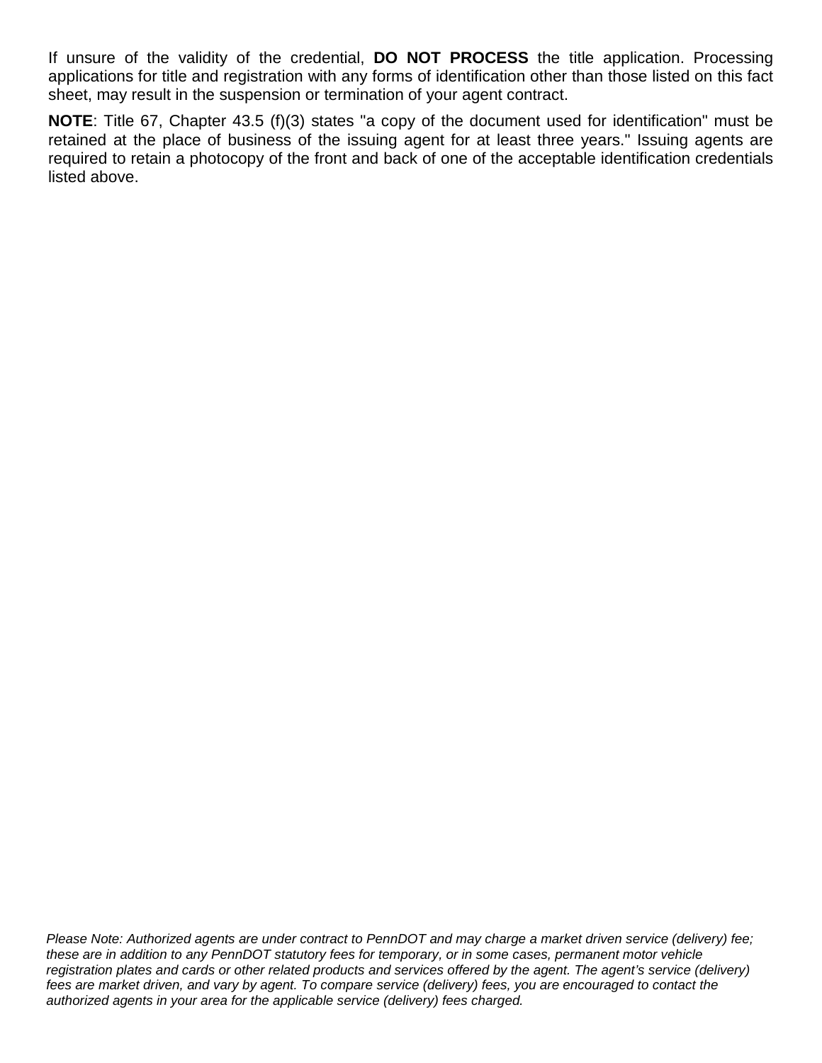If unsure of the validity of the credential, **DO NOT PROCESS** the title application. Processing applications for title and registration with any forms of identification other than those listed on this fact sheet, may result in the suspension or termination of your agent contract.

**NOTE**: Title 67, Chapter 43.5 (f)(3) states "a copy of the document used for identification" must be retained at the place of business of the issuing agent for at least three years." Issuing agents are required to retain a photocopy of the front and back of one of the acceptable identification credentials listed above.

*Please Note: Authorized agents are under contract to PennDOT and may charge a market driven service (delivery) fee; these are in addition to any PennDOT statutory fees for temporary, or in some cases, permanent motor vehicle registration plates and cards or other related products and services offered by the agent. The agent's service (delivery) fees are market driven, and vary by agent. To compare service (delivery) fees, you are encouraged to contact the authorized agents in your area for the applicable service (delivery) fees charged.*